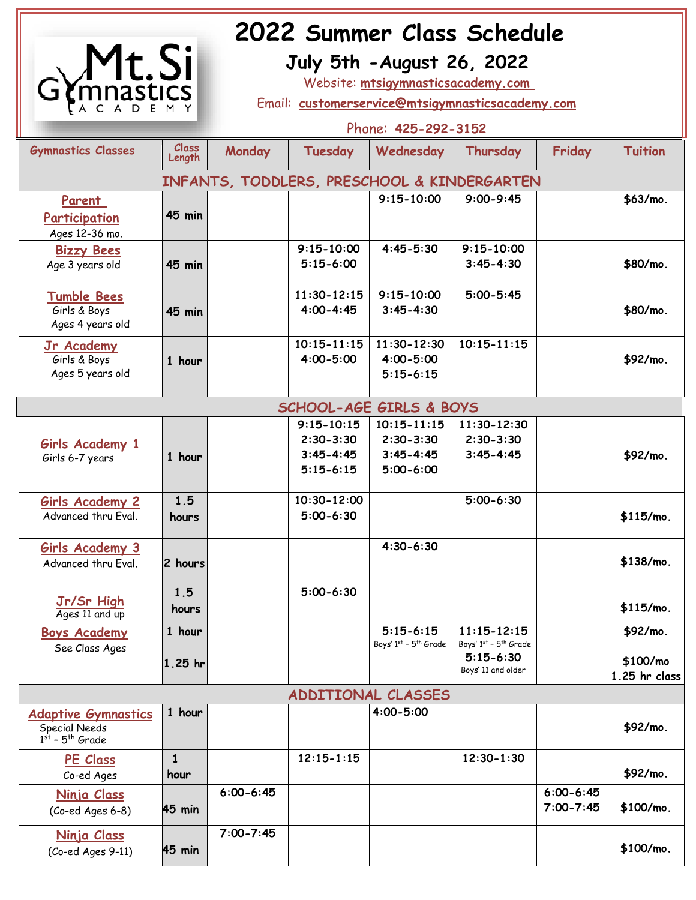# 2022 Summer Class Schedule

## July 5th -August 26, 2022

Website: mtsigymnasticsacademy.com

Email: customerservice@mtsigymnasticsacademy.com

Phone: 425-292-3152

| Gymnastics Classes | Class Length | Monday | Tuesday | Wednesday | Thursday | Friday | Tuition |
|---|---|---|---|---|---|---|---|
| **INFANTS, TODDLERS, PRESCHOOL & KINDERGARTEN** | | | | | | | |
| Parent Participation<br>Ages 12-36 mo. | 45 min | | | 9:15-10:00 | 9:00-9:45 | | $63/mo. |
| Bizzy Bees<br>Age 3 years old | 45 min | | 9:15-10:00<br>5:15-6:00 | 4:45-5:30 | 9:15-10:00<br>3:45-4:30 | | $80/mo. |
| Tumble Bees<br>Girls & Boys<br>Ages 4 years old | 45 min | | 11:30-12:15<br>4:00-4:45 | 9:15-10:00<br>3:45-4:30 | 5:00-5:45 | | $80/mo. |
| Jr Academy<br>Girls & Boys<br>Ages 5 years old | 1 hour | | 10:15-11:15<br>4:00-5:00 | 11:30-12:30<br>4:00-5:00<br>5:15-6:15 | 10:15-11:15 | | $92/mo. |
| **SCHOOL-AGE GIRLS & BOYS** | | | | | | | |
| Girls Academy 1<br>Girls 6-7 years | 1 hour | | 9:15-10:15<br>2:30-3:30<br>3:45-4:45<br>5:15-6:15 | 10:15-11:15<br>2:30-3:30<br>3:45-4:45<br>5:00-6:00 | 11:30-12:30<br>2:30-3:30<br>3:45-4:45 | | $92/mo. |
| Girls Academy 2<br>Advanced thru Eval. | 1.5 hours | | 10:30-12:00<br>5:00-6:30 | | 5:00-6:30 | | $115/mo. |
| Girls Academy 3<br>Advanced thru Eval. | 2 hours | | | 4:30-6:30 | | | $138/mo. |
| Jr/Sr High<br>Ages 11 and up | 1.5 hours | | 5:00-6:30 | | | | $115/mo. |
| Boys Academy<br>See Class Ages | 1 hour<br>1.25 hr | | | 5:15-6:15<br>Boys' 1st – 5th Grade | 11:15-12:15<br>Boys' 1st – 5th Grade<br>5:15-6:30<br>Boys' 11 and older | | $92/mo.<br>$100/mo 1.25 hr class |
| **ADDITIONAL CLASSES** | | | | | | | |
| Adaptive Gymnastics<br>Special Needs<br>1st – 5th Grade | 1 hour | | | 4:00-5:00 | | | $92/mo. |
| PE Class<br>Co-ed Ages | 1 hour | | 12:15-1:15 | | 12:30-1:30 | | $92/mo. |
| Ninja Class<br>(Co-ed Ages 6-8) | 45 min | 6:00-6:45 | | | | 6:00-6:45<br>7:00-7:45 | $100/mo. |
| Ninja Class<br>(Co-ed Ages 9-11) | 45 min | 7:00-7:45 | | | | | $100/mo. |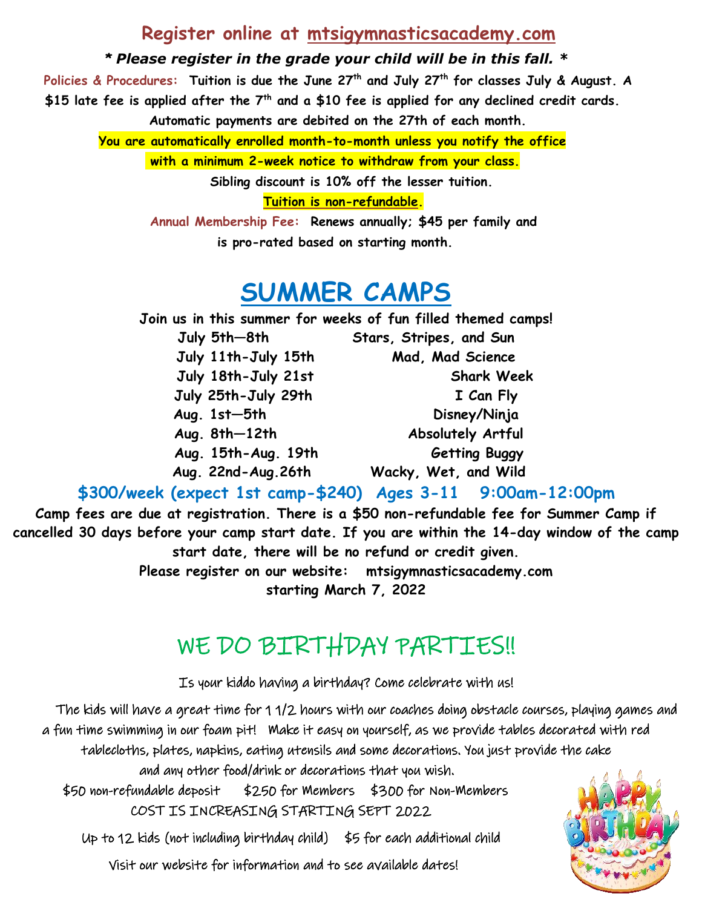## Register online at mtsigymnasticsacademy.com

***\* Please register in the grade your child will be in this fall. \****

**Policies & Procedures:** **Tuition is due the June 27th and July 27th for classes July & August. A $15 late fee is applied after the 7th and a $10 fee is applied for any declined credit cards. Automatic payments are debited on the 27th of each month.**

**You are automatically enrolled month-to-month unless you notify the office with a minimum 2-week notice to withdraw from your class.**

**Sibling discount is 10% off the lesser tuition.**

**Tuition is non-refundable.**

**Annual Membership Fee:** **Renews annually; $45 per family and is pro-rated based on starting month.**

# SUMMER CAMPS

**Join us in this summer for weeks of fun filled themed camps!**

| | |
|---|---|
| July 5th—8th | Stars, Stripes, and Sun |
| July 11th-July 15th | Mad, Mad Science |
| July 18th-July 21st | Shark Week |
| July 25th-July 29th | I Can Fly |
| Aug. 1st—5th | Disney/Ninja |
| Aug. 8th—12th | Absolutely Artful |
| Aug. 15th-Aug. 19th | Getting Buggy |
| Aug. 22nd-Aug.26th | Wacky, Wet, and Wild |

**$300/week (expect 1st camp-$240) Ages 3-11 9:00am-12:00pm**

**Camp fees are due at registration. There is a $50 non-refundable fee for Summer Camp if cancelled 30 days before your camp start date. If you are within the 14-day window of the camp start date, there will be no refund or credit given.**

**Please register on our website: mtsigymnasticsacademy.com starting March 7, 2022**

# WE DO BIRTHDAY PARTIES!!

Is your kiddo having a birthday? Come celebrate with us!

The kids will have a great time for 1 1/2 hours with our coaches doing obstacle courses, playing games and a fun time swimming in our foam pit! Make it easy on yourself, as we provide tables decorated with red tablecloths, plates, napkins, eating utensils and some decorations. You just provide the cake and any other food/drink or decorations that you wish.

$50 non-refundable deposit $250 for Members $300 for Non-Members

COST IS INCREASING STARTING SEPT 2022

Up to 12 kids (not including birthday child) $5 for each additional child

Visit our website for information and to see available dates!